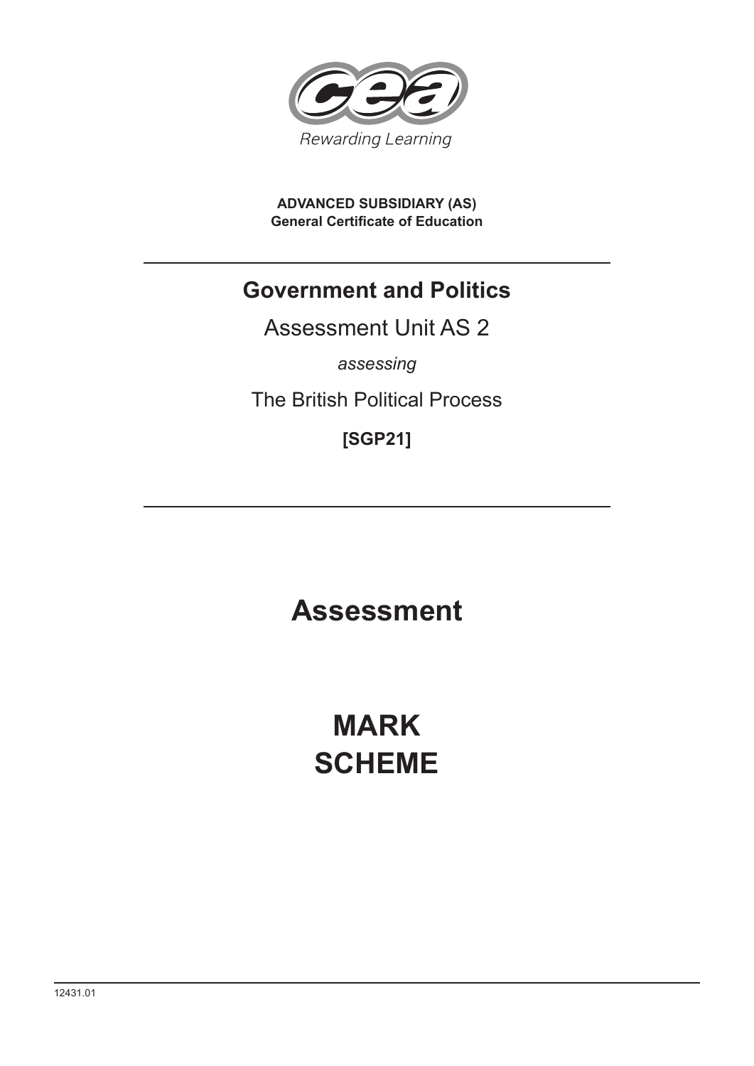Rewarding Learning

**ADVANCED SUBSIDIARY (AS)**
**General Certificate of Education**

# Government and Politics

Assessment Unit AS 2

*assessing*

The British Political Process

**[SGP21]**

# Assessment

# MARK SCHEME

12431.01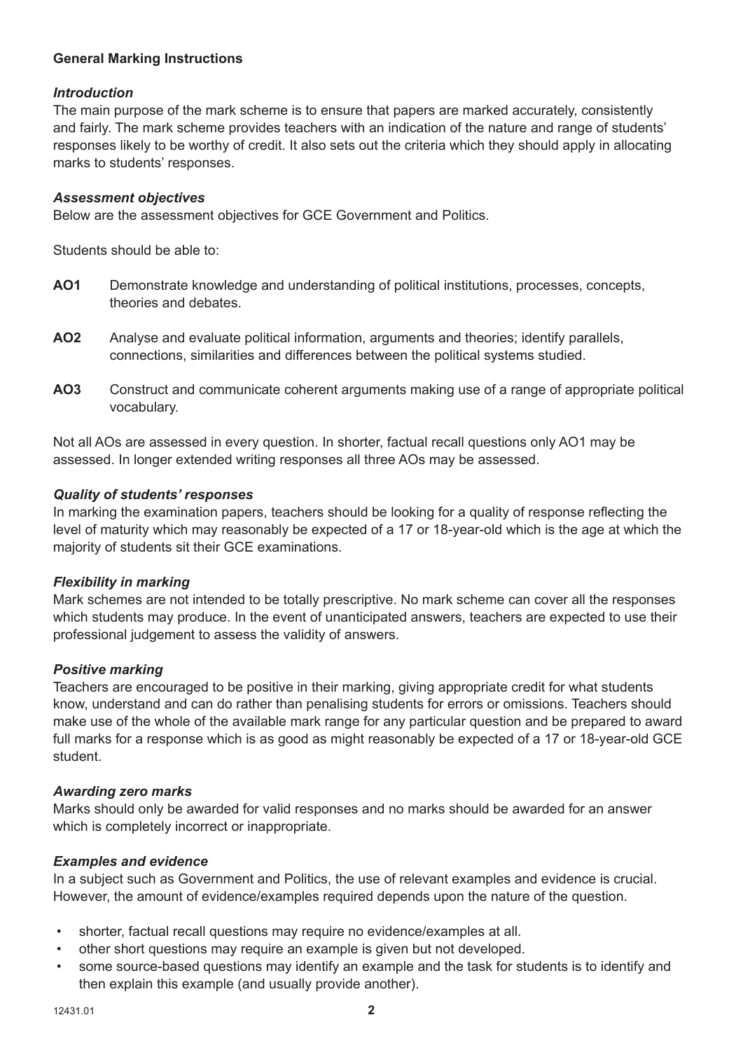## General Marking Instructions

### *Introduction*

The main purpose of the mark scheme is to ensure that papers are marked accurately, consistently and fairly. The mark scheme provides teachers with an indication of the nature and range of students' responses likely to be worthy of credit. It also sets out the criteria which they should apply in allocating marks to students' responses.

### *Assessment objectives*

Below are the assessment objectives for GCE Government and Politics.

Students should be able to:

- **AO1** Demonstrate knowledge and understanding of political institutions, processes, concepts, theories and debates.
- **AO2** Analyse and evaluate political information, arguments and theories; identify parallels, connections, similarities and differences between the political systems studied.
- **AO3** Construct and communicate coherent arguments making use of a range of appropriate political vocabulary.

Not all AOs are assessed in every question. In shorter, factual recall questions only AO1 may be assessed. In longer extended writing responses all three AOs may be assessed.

### *Quality of students' responses*

In marking the examination papers, teachers should be looking for a quality of response reflecting the level of maturity which may reasonably be expected of a 17 or 18-year-old which is the age at which the majority of students sit their GCE examinations.

### *Flexibility in marking*

Mark schemes are not intended to be totally prescriptive. No mark scheme can cover all the responses which students may produce. In the event of unanticipated answers, teachers are expected to use their professional judgement to assess the validity of answers.

### *Positive marking*

Teachers are encouraged to be positive in their marking, giving appropriate credit for what students know, understand and can do rather than penalising students for errors or omissions. Teachers should make use of the whole of the available mark range for any particular question and be prepared to award full marks for a response which is as good as might reasonably be expected of a 17 or 18-year-old GCE student.

### *Awarding zero marks*

Marks should only be awarded for valid responses and no marks should be awarded for an answer which is completely incorrect or inappropriate.

### *Examples and evidence*

In a subject such as Government and Politics, the use of relevant examples and evidence is crucial. However, the amount of evidence/examples required depends upon the nature of the question.

- shorter, factual recall questions may require no evidence/examples at all.
- other short questions may require an example is given but not developed.
- some source-based questions may identify an example and the task for students is to identify and then explain this example (and usually provide another).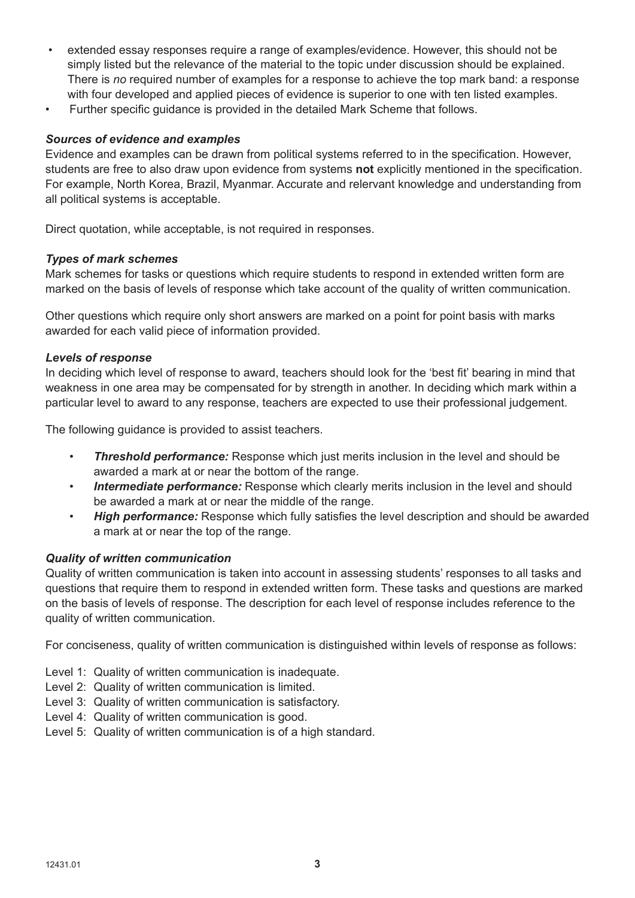- extended essay responses require a range of examples/evidence. However, this should not be simply listed but the relevance of the material to the topic under discussion should be explained. There is *no* required number of examples for a response to achieve the top mark band: a response with four developed and applied pieces of evidence is superior to one with ten listed examples.
- Further specific guidance is provided in the detailed Mark Scheme that follows.

***Sources of evidence and examples***

Evidence and examples can be drawn from political systems referred to in the specification. However, students are free to also draw upon evidence from systems **not** explicitly mentioned in the specification. For example, North Korea, Brazil, Myanmar. Accurate and relervant knowledge and understanding from all political systems is acceptable.

Direct quotation, while acceptable, is not required in responses.

***Types of mark schemes***

Mark schemes for tasks or questions which require students to respond in extended written form are marked on the basis of levels of response which take account of the quality of written communication.

Other questions which require only short answers are marked on a point for point basis with marks awarded for each valid piece of information provided.

***Levels of response***

In deciding which level of response to award, teachers should look for the 'best fit' bearing in mind that weakness in one area may be compensated for by strength in another. In deciding which mark within a particular level to award to any response, teachers are expected to use their professional judgement.

The following guidance is provided to assist teachers.

- ***Threshold performance:*** Response which just merits inclusion in the level and should be awarded a mark at or near the bottom of the range.
- ***Intermediate performance:*** Response which clearly merits inclusion in the level and should be awarded a mark at or near the middle of the range.
- ***High performance:*** Response which fully satisfies the level description and should be awarded a mark at or near the top of the range.

***Quality of written communication***

Quality of written communication is taken into account in assessing students' responses to all tasks and questions that require them to respond in extended written form. These tasks and questions are marked on the basis of levels of response. The description for each level of response includes reference to the quality of written communication.

For conciseness, quality of written communication is distinguished within levels of response as follows:

Level 1: Quality of written communication is inadequate.
Level 2: Quality of written communication is limited.
Level 3: Quality of written communication is satisfactory.
Level 4: Quality of written communication is good.
Level 5: Quality of written communication is of a high standard.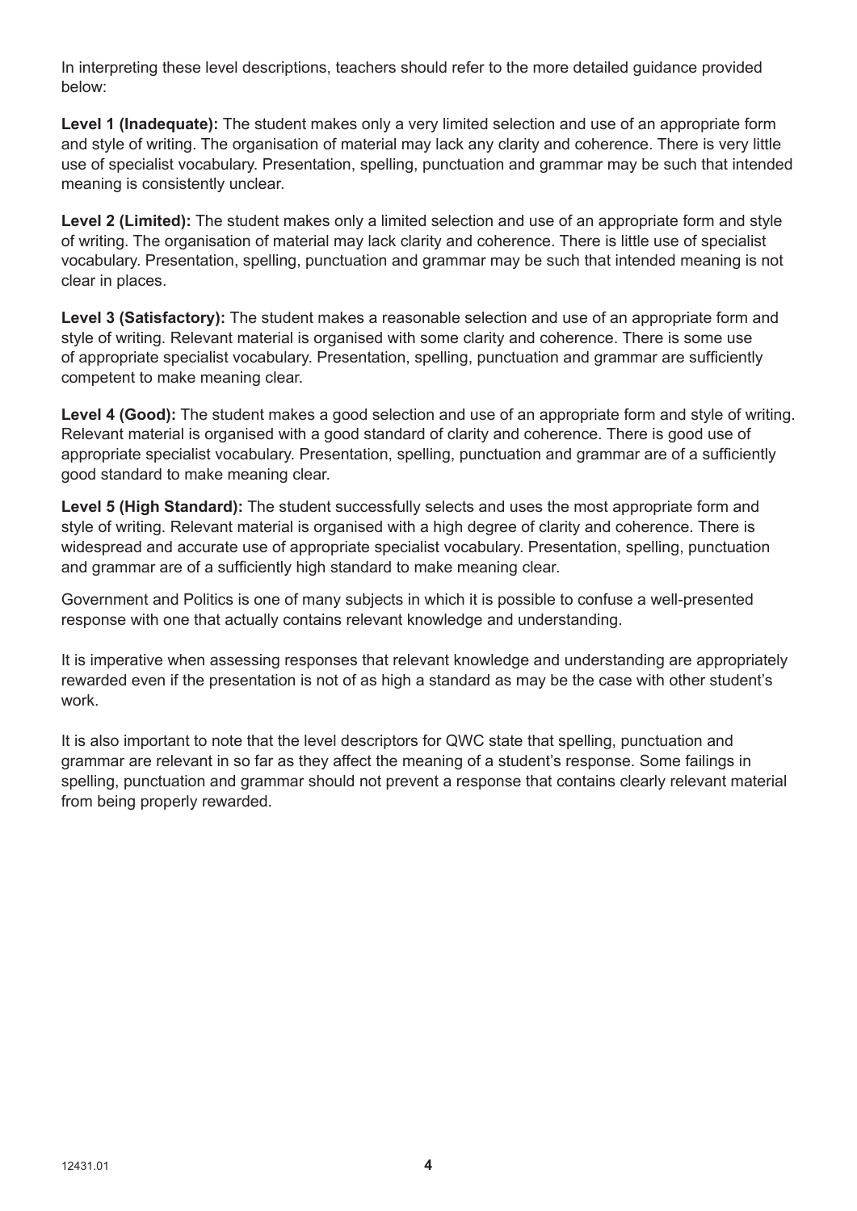In interpreting these level descriptions, teachers should refer to the more detailed guidance provided below:

**Level 1 (Inadequate):** The student makes only a very limited selection and use of an appropriate form and style of writing. The organisation of material may lack any clarity and coherence. There is very little use of specialist vocabulary. Presentation, spelling, punctuation and grammar may be such that intended meaning is consistently unclear.

**Level 2 (Limited):** The student makes only a limited selection and use of an appropriate form and style of writing. The organisation of material may lack clarity and coherence. There is little use of specialist vocabulary. Presentation, spelling, punctuation and grammar may be such that intended meaning is not clear in places.

**Level 3 (Satisfactory):** The student makes a reasonable selection and use of an appropriate form and style of writing. Relevant material is organised with some clarity and coherence. There is some use of appropriate specialist vocabulary. Presentation, spelling, punctuation and grammar are sufficiently competent to make meaning clear.

**Level 4 (Good):** The student makes a good selection and use of an appropriate form and style of writing. Relevant material is organised with a good standard of clarity and coherence. There is good use of appropriate specialist vocabulary. Presentation, spelling, punctuation and grammar are of a sufficiently good standard to make meaning clear.

**Level 5 (High Standard):** The student successfully selects and uses the most appropriate form and style of writing. Relevant material is organised with a high degree of clarity and coherence. There is widespread and accurate use of appropriate specialist vocabulary. Presentation, spelling, punctuation and grammar are of a sufficiently high standard to make meaning clear.

Government and Politics is one of many subjects in which it is possible to confuse a well-presented response with one that actually contains relevant knowledge and understanding.

It is imperative when assessing responses that relevant knowledge and understanding are appropriately rewarded even if the presentation is not of as high a standard as may be the case with other student's work.

It is also important to note that the level descriptors for QWC state that spelling, punctuation and grammar are relevant in so far as they affect the meaning of a student's response. Some failings in spelling, punctuation and grammar should not prevent a response that contains clearly relevant material from being properly rewarded.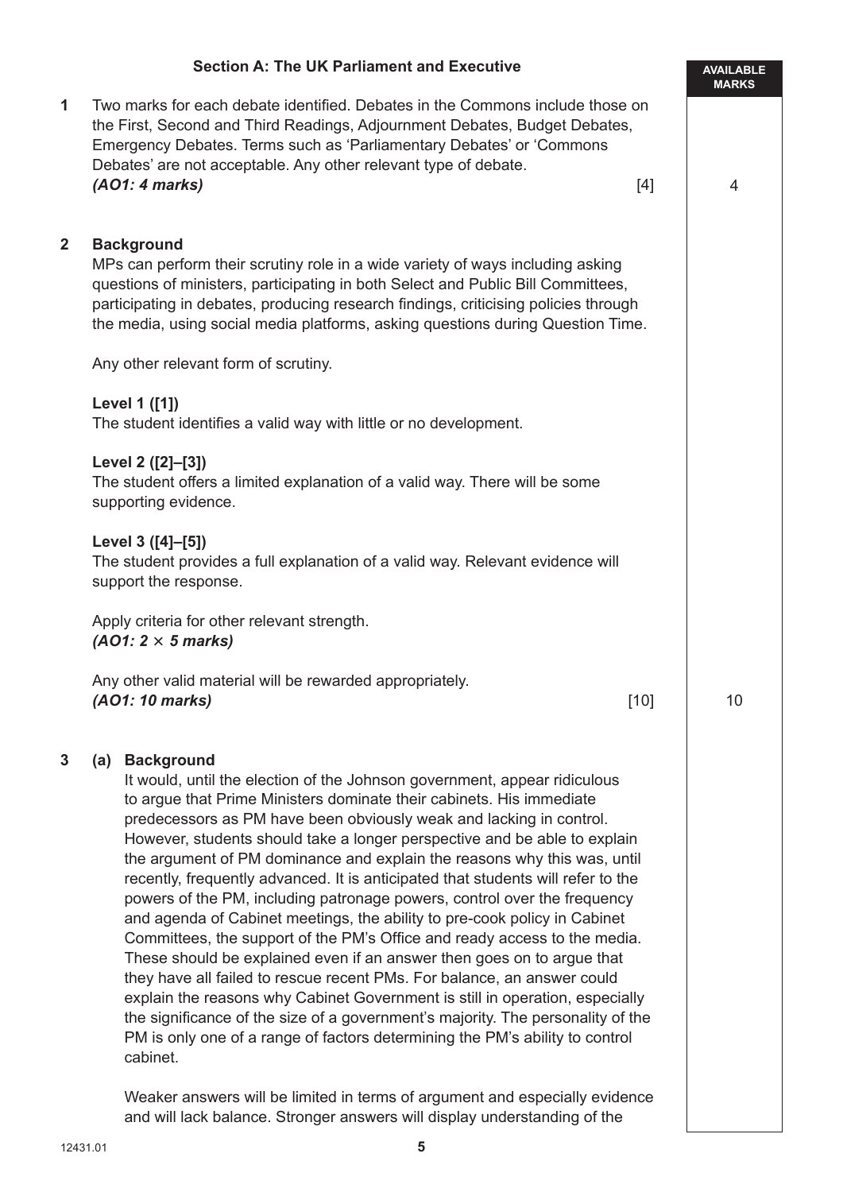## Section A: The UK Parliament and Executive

**AVAILABLE MARKS**

**1** Two marks for each debate identified. Debates in the Commons include those on the First, Second and Third Readings, Adjournment Debates, Budget Debates, Emergency Debates. Terms such as 'Parliamentary Debates' or 'Commons Debates' are not acceptable. Any other relevant type of debate.
***(AO1: 4 marks)*** [4] — **4**

**2** **Background**
MPs can perform their scrutiny role in a wide variety of ways including asking questions of ministers, participating in both Select and Public Bill Committees, participating in debates, producing research findings, criticising policies through the media, using social media platforms, asking questions during Question Time.

Any other relevant form of scrutiny.

**Level 1 ([1])**
The student identifies a valid way with little or no development.

**Level 2 ([2]–[3])**
The student offers a limited explanation of a valid way. There will be some supporting evidence.

**Level 3 ([4]–[5])**
The student provides a full explanation of a valid way. Relevant evidence will support the response.

Apply criteria for other relevant strength.
***(AO1: 2 × 5 marks)***

Any other valid material will be rewarded appropriately.
***(AO1: 10 marks)*** [10] — **10**

**3** **(a)** **Background**
It would, until the election of the Johnson government, appear ridiculous to argue that Prime Ministers dominate their cabinets. His immediate predecessors as PM have been obviously weak and lacking in control. However, students should take a longer perspective and be able to explain the argument of PM dominance and explain the reasons why this was, until recently, frequently advanced. It is anticipated that students will refer to the powers of the PM, including patronage powers, control over the frequency and agenda of Cabinet meetings, the ability to pre-cook policy in Cabinet Committees, the support of the PM's Office and ready access to the media. These should be explained even if an answer then goes on to argue that they have all failed to rescue recent PMs. For balance, an answer could explain the reasons why Cabinet Government is still in operation, especially the significance of the size of a government's majority. The personality of the PM is only one of a range of factors determining the PM's ability to control cabinet.

Weaker answers will be limited in terms of argument and especially evidence and will lack balance. Stronger answers will display understanding of the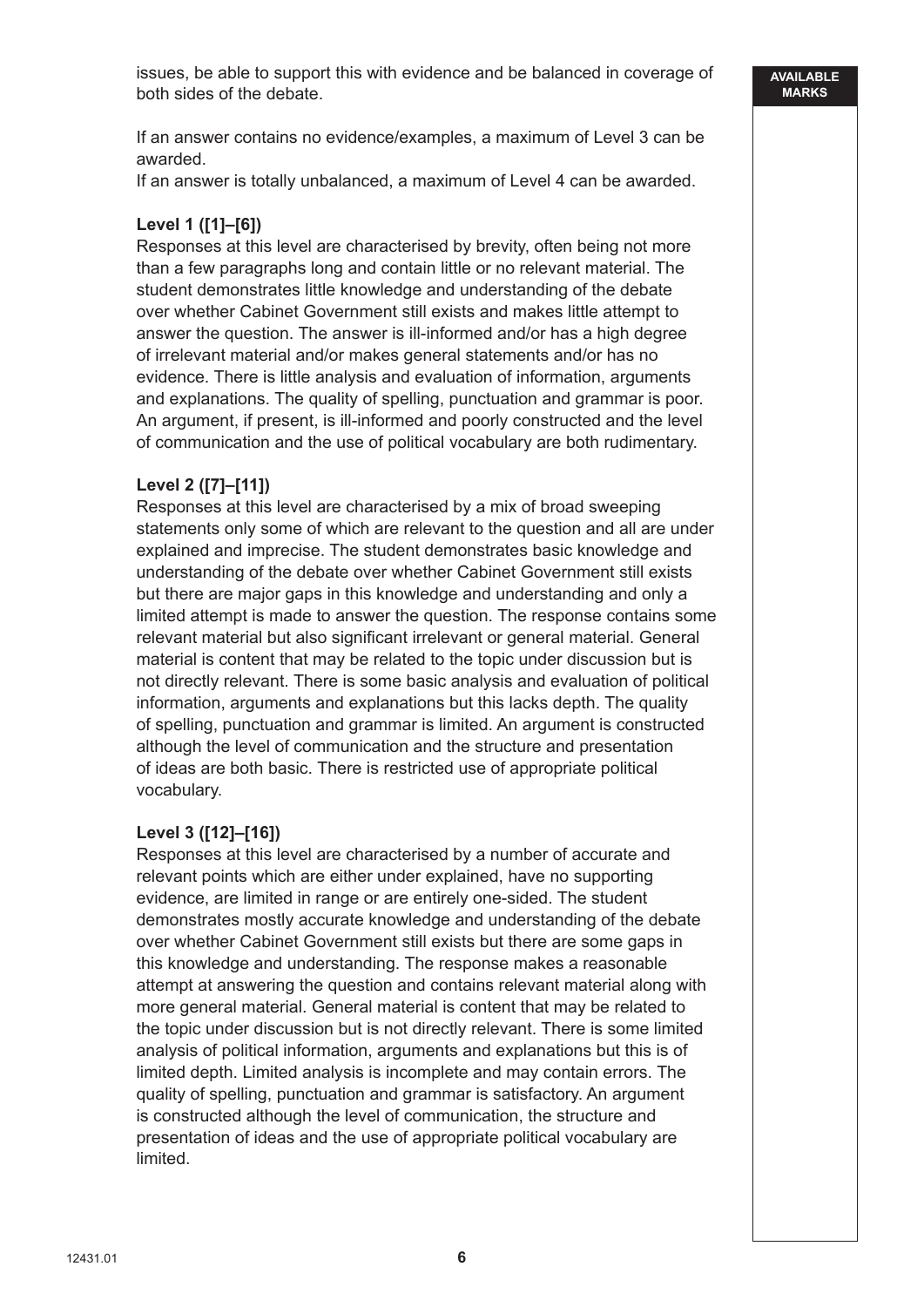issues, be able to support this with evidence and be balanced in coverage of both sides of the debate.

If an answer contains no evidence/examples, a maximum of Level 3 can be awarded.
If an answer is totally unbalanced, a maximum of Level 4 can be awarded.

**Level 1 ([1]–[6])**
Responses at this level are characterised by brevity, often being not more than a few paragraphs long and contain little or no relevant material. The student demonstrates little knowledge and understanding of the debate over whether Cabinet Government still exists and makes little attempt to answer the question. The answer is ill-informed and/or has a high degree of irrelevant material and/or makes general statements and/or has no evidence. There is little analysis and evaluation of information, arguments and explanations. The quality of spelling, punctuation and grammar is poor. An argument, if present, is ill-informed and poorly constructed and the level of communication and the use of political vocabulary are both rudimentary.

**Level 2 ([7]–[11])**
Responses at this level are characterised by a mix of broad sweeping statements only some of which are relevant to the question and all are under explained and imprecise. The student demonstrates basic knowledge and understanding of the debate over whether Cabinet Government still exists but there are major gaps in this knowledge and understanding and only a limited attempt is made to answer the question. The response contains some relevant material but also significant irrelevant or general material. General material is content that may be related to the topic under discussion but is not directly relevant. There is some basic analysis and evaluation of political information, arguments and explanations but this lacks depth. The quality of spelling, punctuation and grammar is limited. An argument is constructed although the level of communication and the structure and presentation of ideas are both basic. There is restricted use of appropriate political vocabulary.

**Level 3 ([12]–[16])**
Responses at this level are characterised by a number of accurate and relevant points which are either under explained, have no supporting evidence, are limited in range or are entirely one-sided. The student demonstrates mostly accurate knowledge and understanding of the debate over whether Cabinet Government still exists but there are some gaps in this knowledge and understanding. The response makes a reasonable attempt at answering the question and contains relevant material along with more general material. General material is content that may be related to the topic under discussion but is not directly relevant. There is some limited analysis of political information, arguments and explanations but this is of limited depth. Limited analysis is incomplete and may contain errors. The quality of spelling, punctuation and grammar is satisfactory. An argument is constructed although the level of communication, the structure and presentation of ideas and the use of appropriate political vocabulary are limited.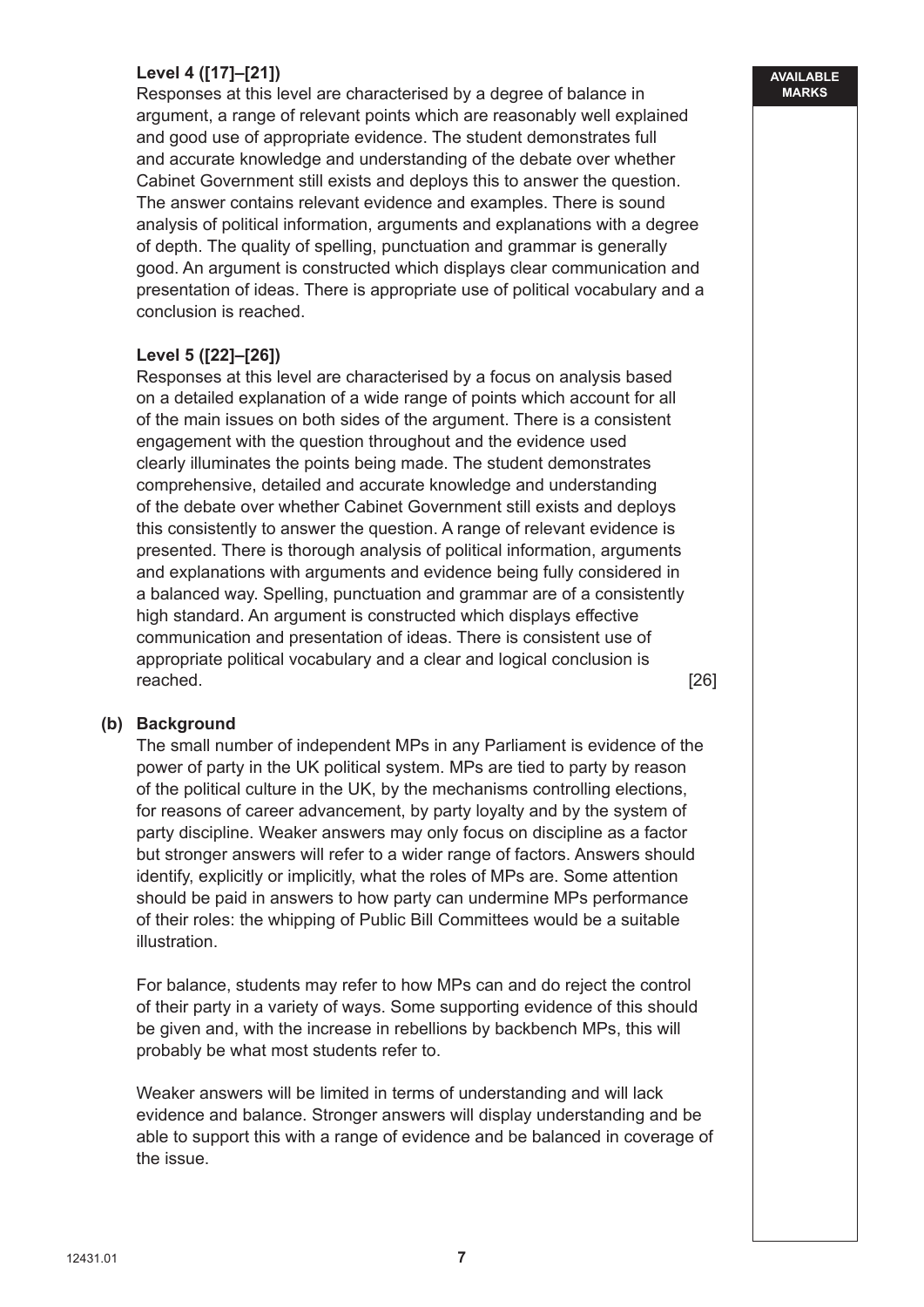**Level 4 ([17]–[21])**

Responses at this level are characterised by a degree of balance in argument, a range of relevant points which are reasonably well explained and good use of appropriate evidence. The student demonstrates full and accurate knowledge and understanding of the debate over whether Cabinet Government still exists and deploys this to answer the question. The answer contains relevant evidence and examples. There is sound analysis of political information, arguments and explanations with a degree of depth. The quality of spelling, punctuation and grammar is generally good. An argument is constructed which displays clear communication and presentation of ideas. There is appropriate use of political vocabulary and a conclusion is reached.

**Level 5 ([22]–[26])**

Responses at this level are characterised by a focus on analysis based on a detailed explanation of a wide range of points which account for all of the main issues on both sides of the argument. There is a consistent engagement with the question throughout and the evidence used clearly illuminates the points being made. The student demonstrates comprehensive, detailed and accurate knowledge and understanding of the debate over whether Cabinet Government still exists and deploys this consistently to answer the question. A range of relevant evidence is presented. There is thorough analysis of political information, arguments and explanations with arguments and evidence being fully considered in a balanced way. Spelling, punctuation and grammar are of a consistently high standard. An argument is constructed which displays effective communication and presentation of ideas. There is consistent use of appropriate political vocabulary and a clear and logical conclusion is reached. [26]

**(b) Background**

The small number of independent MPs in any Parliament is evidence of the power of party in the UK political system. MPs are tied to party by reason of the political culture in the UK, by the mechanisms controlling elections, for reasons of career advancement, by party loyalty and by the system of party discipline. Weaker answers may only focus on discipline as a factor but stronger answers will refer to a wider range of factors. Answers should identify, explicitly or implicitly, what the roles of MPs are. Some attention should be paid in answers to how party can undermine MPs performance of their roles: the whipping of Public Bill Committees would be a suitable illustration.

For balance, students may refer to how MPs can and do reject the control of their party in a variety of ways. Some supporting evidence of this should be given and, with the increase in rebellions by backbench MPs, this will probably be what most students refer to.

Weaker answers will be limited in terms of understanding and will lack evidence and balance. Stronger answers will display understanding and be able to support this with a range of evidence and be balanced in coverage of the issue.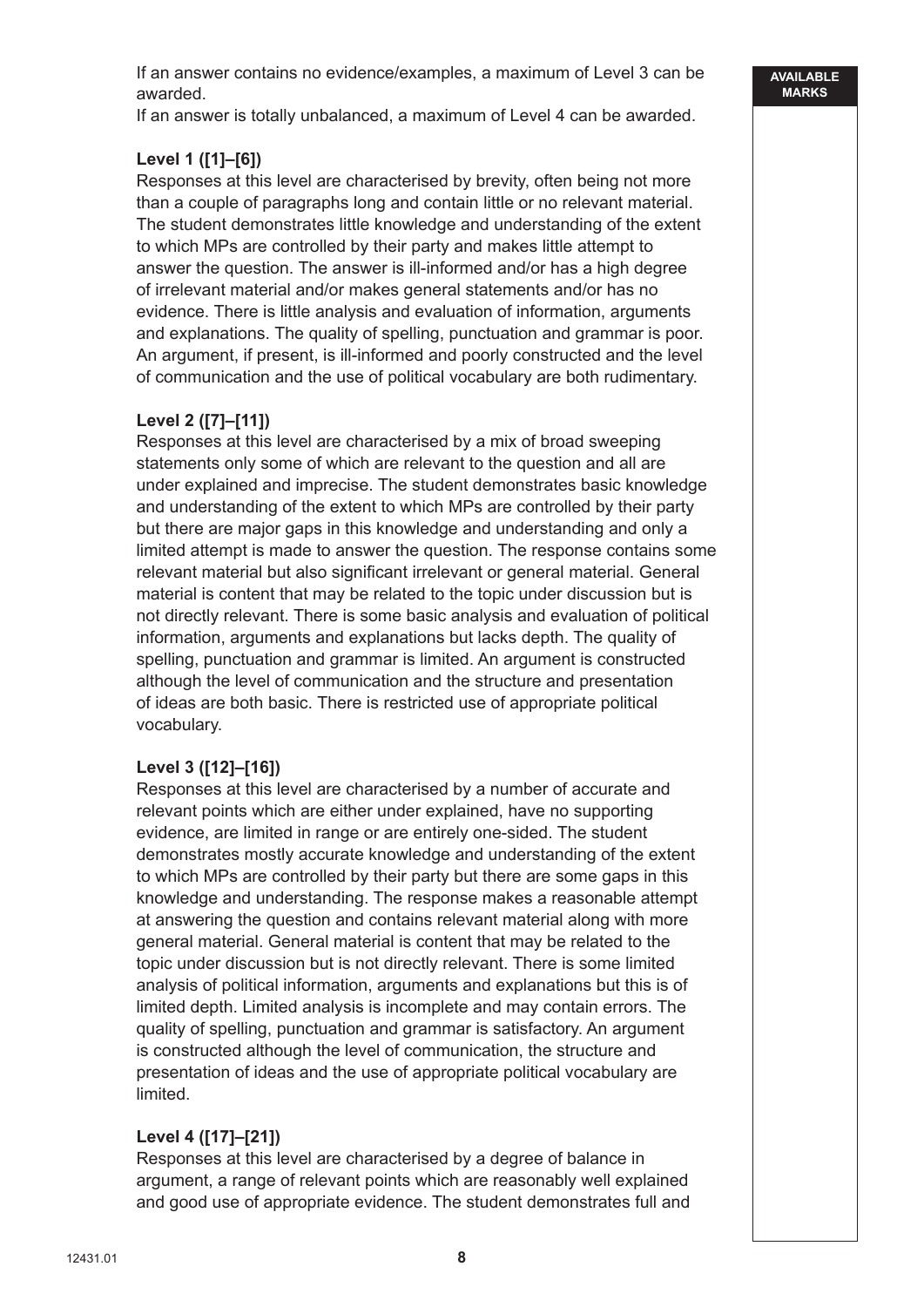If an answer contains no evidence/examples, a maximum of Level 3 can be awarded.
If an answer is totally unbalanced, a maximum of Level 4 can be awarded.

**Level 1 ([1]–[6])**
Responses at this level are characterised by brevity, often being not more than a couple of paragraphs long and contain little or no relevant material. The student demonstrates little knowledge and understanding of the extent to which MPs are controlled by their party and makes little attempt to answer the question. The answer is ill-informed and/or has a high degree of irrelevant material and/or makes general statements and/or has no evidence. There is little analysis and evaluation of information, arguments and explanations. The quality of spelling, punctuation and grammar is poor. An argument, if present, is ill-informed and poorly constructed and the level of communication and the use of political vocabulary are both rudimentary.

**Level 2 ([7]–[11])**
Responses at this level are characterised by a mix of broad sweeping statements only some of which are relevant to the question and all are under explained and imprecise. The student demonstrates basic knowledge and understanding of the extent to which MPs are controlled by their party but there are major gaps in this knowledge and understanding and only a limited attempt is made to answer the question. The response contains some relevant material but also significant irrelevant or general material. General material is content that may be related to the topic under discussion but is not directly relevant. There is some basic analysis and evaluation of political information, arguments and explanations but lacks depth. The quality of spelling, punctuation and grammar is limited. An argument is constructed although the level of communication and the structure and presentation of ideas are both basic. There is restricted use of appropriate political vocabulary.

**Level 3 ([12]–[16])**
Responses at this level are characterised by a number of accurate and relevant points which are either under explained, have no supporting evidence, are limited in range or are entirely one-sided. The student demonstrates mostly accurate knowledge and understanding of the extent to which MPs are controlled by their party but there are some gaps in this knowledge and understanding. The response makes a reasonable attempt at answering the question and contains relevant material along with more general material. General material is content that may be related to the topic under discussion but is not directly relevant. There is some limited analysis of political information, arguments and explanations but this is of limited depth. Limited analysis is incomplete and may contain errors. The quality of spelling, punctuation and grammar is satisfactory. An argument is constructed although the level of communication, the structure and presentation of ideas and the use of appropriate political vocabulary are limited.

**Level 4 ([17]–[21])**
Responses at this level are characterised by a degree of balance in argument, a range of relevant points which are reasonably well explained and good use of appropriate evidence. The student demonstrates full and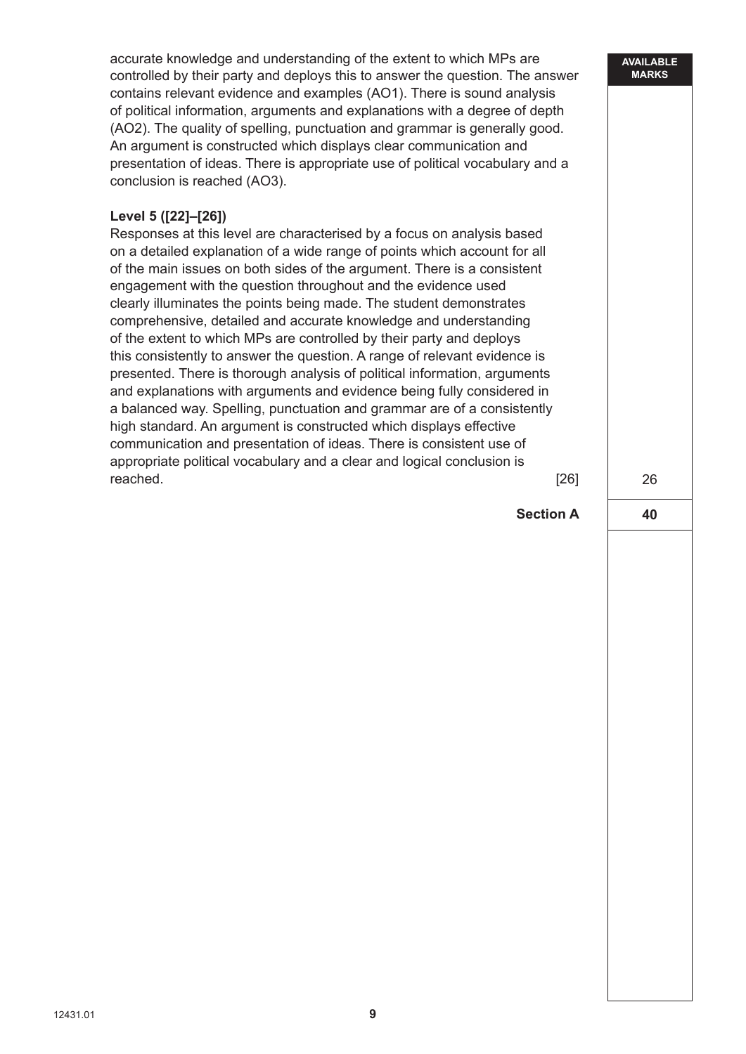accurate knowledge and understanding of the extent to which MPs are controlled by their party and deploys this to answer the question. The answer contains relevant evidence and examples (AO1). There is sound analysis of political information, arguments and explanations with a degree of depth (AO2). The quality of spelling, punctuation and grammar is generally good. An argument is constructed which displays clear communication and presentation of ideas. There is appropriate use of political vocabulary and a conclusion is reached (AO3).

**Level 5 ([22]–[26])**

Responses at this level are characterised by a focus on analysis based on a detailed explanation of a wide range of points which account for all of the main issues on both sides of the argument. There is a consistent engagement with the question throughout and the evidence used clearly illuminates the points being made. The student demonstrates comprehensive, detailed and accurate knowledge and understanding of the extent to which MPs are controlled by their party and deploys this consistently to answer the question. A range of relevant evidence is presented. There is thorough analysis of political information, arguments and explanations with arguments and evidence being fully considered in a balanced way. Spelling, punctuation and grammar are of a consistently high standard. An argument is constructed which displays effective communication and presentation of ideas. There is consistent use of appropriate political vocabulary and a clear and logical conclusion is reached. [26]

| | AVAILABLE MARKS |
|---|---|
| | 26 |
| **Section A** | **40** |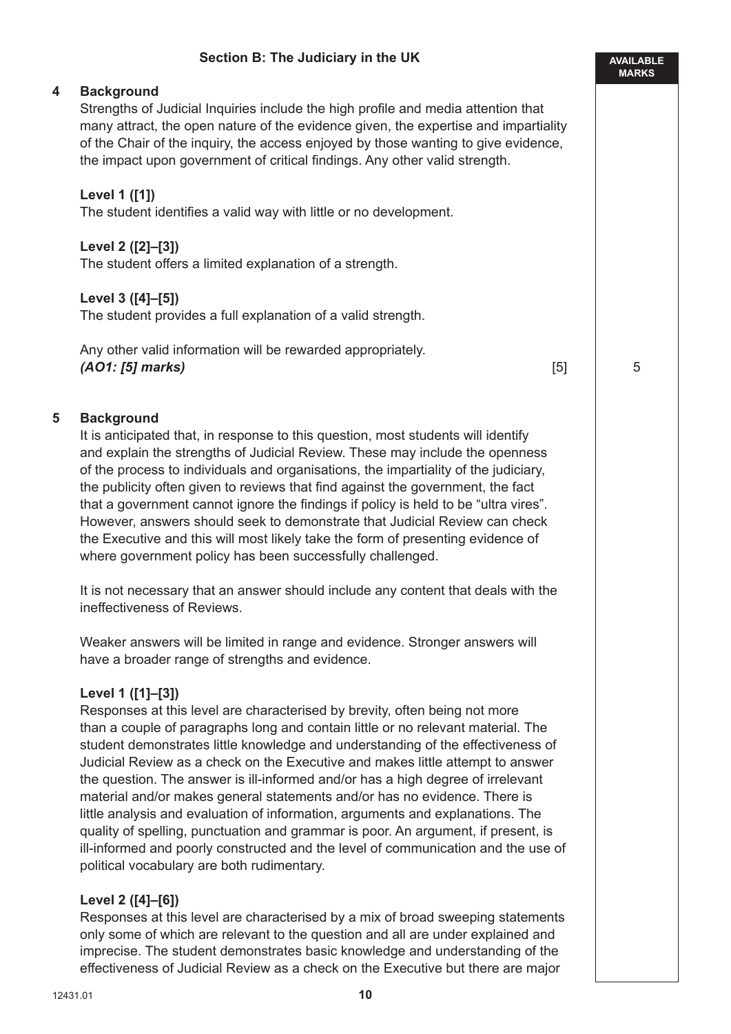## Section B: The Judiciary in the UK

AVAILABLE MARKS

**4 Background**

Strengths of Judicial Inquiries include the high profile and media attention that many attract, the open nature of the evidence given, the expertise and impartiality of the Chair of the inquiry, the access enjoyed by those wanting to give evidence, the impact upon government of critical findings. Any other valid strength.

**Level 1 ([1])**
The student identifies a valid way with little or no development.

**Level 2 ([2]–[3])**
The student offers a limited explanation of a strength.

**Level 3 ([4]–[5])**
The student provides a full explanation of a valid strength.

Any other valid information will be rewarded appropriately.
***(AO1: [5] marks)*** [5] 5

**5 Background**

It is anticipated that, in response to this question, most students will identify and explain the strengths of Judicial Review. These may include the openness of the process to individuals and organisations, the impartiality of the judiciary, the publicity often given to reviews that find against the government, the fact that a government cannot ignore the findings if policy is held to be "ultra vires". However, answers should seek to demonstrate that Judicial Review can check the Executive and this will most likely take the form of presenting evidence of where government policy has been successfully challenged.

It is not necessary that an answer should include any content that deals with the ineffectiveness of Reviews.

Weaker answers will be limited in range and evidence. Stronger answers will have a broader range of strengths and evidence.

**Level 1 ([1]–[3])**
Responses at this level are characterised by brevity, often being not more than a couple of paragraphs long and contain little or no relevant material. The student demonstrates little knowledge and understanding of the effectiveness of Judicial Review as a check on the Executive and makes little attempt to answer the question. The answer is ill-informed and/or has a high degree of irrelevant material and/or makes general statements and/or has no evidence. There is little analysis and evaluation of information, arguments and explanations. The quality of spelling, punctuation and grammar is poor. An argument, if present, is ill-informed and poorly constructed and the level of communication and the use of political vocabulary are both rudimentary.

**Level 2 ([4]–[6])**
Responses at this level are characterised by a mix of broad sweeping statements only some of which are relevant to the question and all are under explained and imprecise. The student demonstrates basic knowledge and understanding of the effectiveness of Judicial Review as a check on the Executive but there are major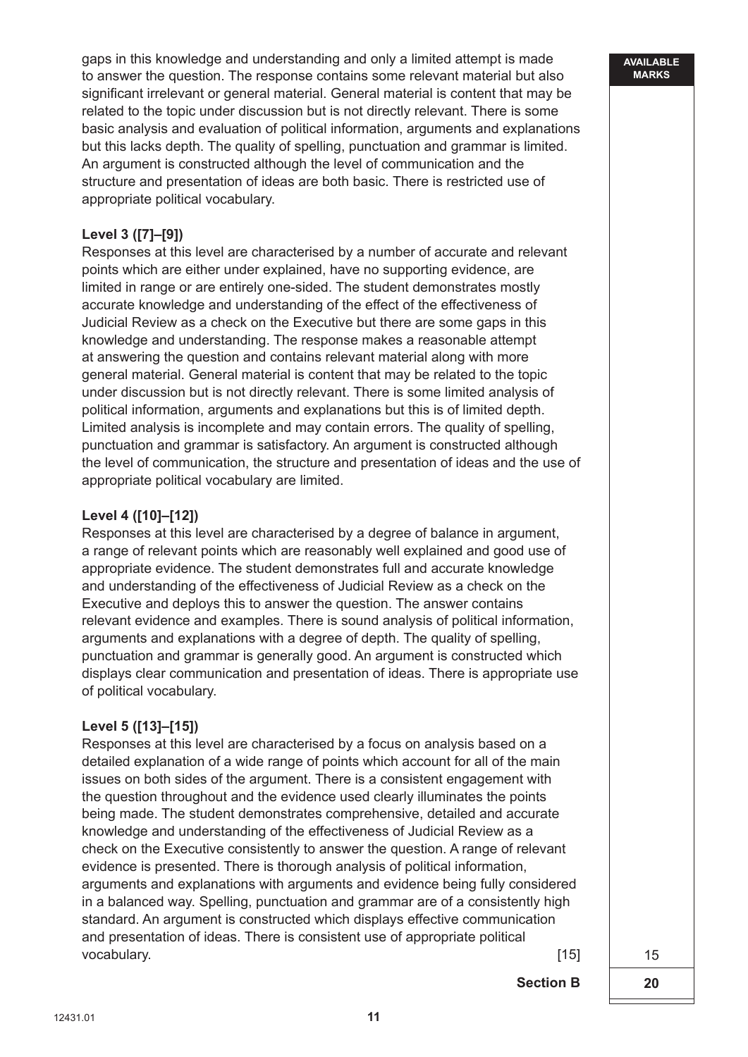gaps in this knowledge and understanding and only a limited attempt is made to answer the question. The response contains some relevant material but also significant irrelevant or general material. General material is content that may be related to the topic under discussion but is not directly relevant. There is some basic analysis and evaluation of political information, arguments and explanations but this lacks depth. The quality of spelling, punctuation and grammar is limited. An argument is constructed although the level of communication and the structure and presentation of ideas are both basic. There is restricted use of appropriate political vocabulary.

**Level 3 ([7]–[9])**

Responses at this level are characterised by a number of accurate and relevant points which are either under explained, have no supporting evidence, are limited in range or are entirely one-sided. The student demonstrates mostly accurate knowledge and understanding of the effect of the effectiveness of Judicial Review as a check on the Executive but there are some gaps in this knowledge and understanding. The response makes a reasonable attempt at answering the question and contains relevant material along with more general material. General material is content that may be related to the topic under discussion but is not directly relevant. There is some limited analysis of political information, arguments and explanations but this is of limited depth. Limited analysis is incomplete and may contain errors. The quality of spelling, punctuation and grammar is satisfactory. An argument is constructed although the level of communication, the structure and presentation of ideas and the use of appropriate political vocabulary are limited.

**Level 4 ([10]–[12])**

Responses at this level are characterised by a degree of balance in argument, a range of relevant points which are reasonably well explained and good use of appropriate evidence. The student demonstrates full and accurate knowledge and understanding of the effectiveness of Judicial Review as a check on the Executive and deploys this to answer the question. The answer contains relevant evidence and examples. There is sound analysis of political information, arguments and explanations with a degree of depth. The quality of spelling, punctuation and grammar is generally good. An argument is constructed which displays clear communication and presentation of ideas. There is appropriate use of political vocabulary.

**Level 5 ([13]–[15])**

Responses at this level are characterised by a focus on analysis based on a detailed explanation of a wide range of points which account for all of the main issues on both sides of the argument. There is a consistent engagement with the question throughout and the evidence used clearly illuminates the points being made. The student demonstrates comprehensive, detailed and accurate knowledge and understanding of the effectiveness of Judicial Review as a check on the Executive consistently to answer the question. A range of relevant evidence is presented. There is thorough analysis of political information, arguments and explanations with arguments and evidence being fully considered in a balanced way. Spelling, punctuation and grammar are of a consistently high standard. An argument is constructed which displays effective communication and presentation of ideas. There is consistent use of appropriate political vocabulary. [15]

AVAILABLE MARKS: 15

**Section B** — 20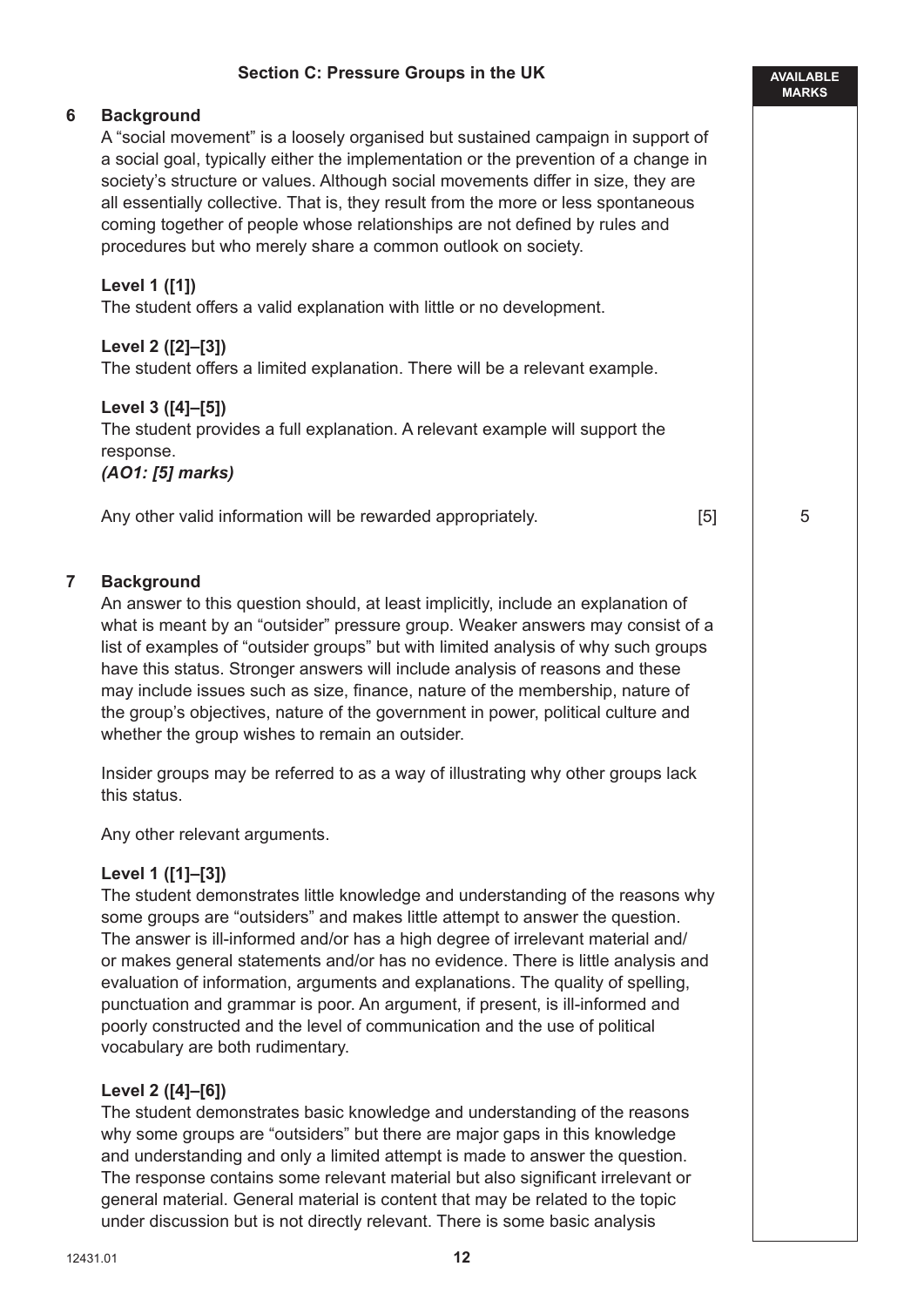## Section C: Pressure Groups in the UK

**6 Background**

A "social movement" is a loosely organised but sustained campaign in support of a social goal, typically either the implementation or the prevention of a change in society's structure or values. Although social movements differ in size, they are all essentially collective. That is, they result from the more or less spontaneous coming together of people whose relationships are not defined by rules and procedures but who merely share a common outlook on society.

**Level 1 ([1])**
The student offers a valid explanation with little or no development.

**Level 2 ([2]–[3])**
The student offers a limited explanation. There will be a relevant example.

**Level 3 ([4]–[5])**
The student provides a full explanation. A relevant example will support the response.
***(AO1: [5] marks)***

Any other valid information will be rewarded appropriately. [5] — 5

**7 Background**

An answer to this question should, at least implicitly, include an explanation of what is meant by an "outsider" pressure group. Weaker answers may consist of a list of examples of "outsider groups" but with limited analysis of why such groups have this status. Stronger answers will include analysis of reasons and these may include issues such as size, finance, nature of the membership, nature of the group's objectives, nature of the government in power, political culture and whether the group wishes to remain an outsider.

Insider groups may be referred to as a way of illustrating why other groups lack this status.

Any other relevant arguments.

**Level 1 ([1]–[3])**
The student demonstrates little knowledge and understanding of the reasons why some groups are "outsiders" and makes little attempt to answer the question. The answer is ill-informed and/or has a high degree of irrelevant material and/ or makes general statements and/or has no evidence. There is little analysis and evaluation of information, arguments and explanations. The quality of spelling, punctuation and grammar is poor. An argument, if present, is ill-informed and poorly constructed and the level of communication and the use of political vocabulary are both rudimentary.

**Level 2 ([4]–[6])**
The student demonstrates basic knowledge and understanding of the reasons why some groups are "outsiders" but there are major gaps in this knowledge and understanding and only a limited attempt is made to answer the question. The response contains some relevant material but also significant irrelevant or general material. General material is content that may be related to the topic under discussion but is not directly relevant. There is some basic analysis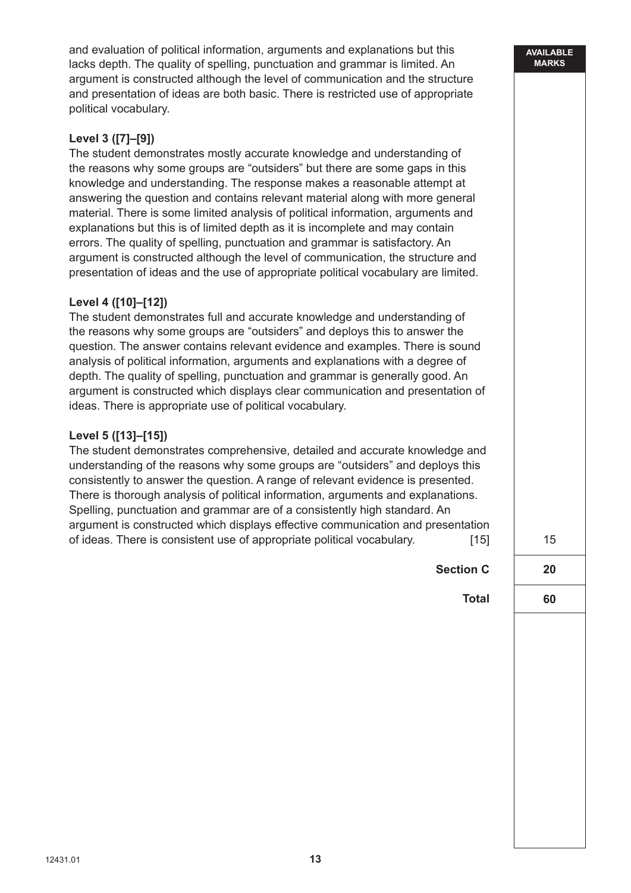and evaluation of political information, arguments and explanations but this lacks depth. The quality of spelling, punctuation and grammar is limited. An argument is constructed although the level of communication and the structure and presentation of ideas are both basic. There is restricted use of appropriate political vocabulary.

**Level 3 ([7]–[9])**
The student demonstrates mostly accurate knowledge and understanding of the reasons why some groups are "outsiders" but there are some gaps in this knowledge and understanding. The response makes a reasonable attempt at answering the question and contains relevant material along with more general material. There is some limited analysis of political information, arguments and explanations but this is of limited depth as it is incomplete and may contain errors. The quality of spelling, punctuation and grammar is satisfactory. An argument is constructed although the level of communication, the structure and presentation of ideas and the use of appropriate political vocabulary are limited.

**Level 4 ([10]–[12])**
The student demonstrates full and accurate knowledge and understanding of the reasons why some groups are "outsiders" and deploys this to answer the question. The answer contains relevant evidence and examples. There is sound analysis of political information, arguments and explanations with a degree of depth. The quality of spelling, punctuation and grammar is generally good. An argument is constructed which displays clear communication and presentation of ideas. There is appropriate use of political vocabulary.

**Level 5 ([13]–[15])**
The student demonstrates comprehensive, detailed and accurate knowledge and understanding of the reasons why some groups are "outsiders" and deploys this consistently to answer the question. A range of relevant evidence is presented. There is thorough analysis of political information, arguments and explanations. Spelling, punctuation and grammar are of a consistently high standard. An argument is constructed which displays effective communication and presentation of ideas. There is consistent use of appropriate political vocabulary. [15]

| | AVAILABLE MARKS |
|---|---|
| | 15 |
| **Section C** | **20** |
| **Total** | **60** |